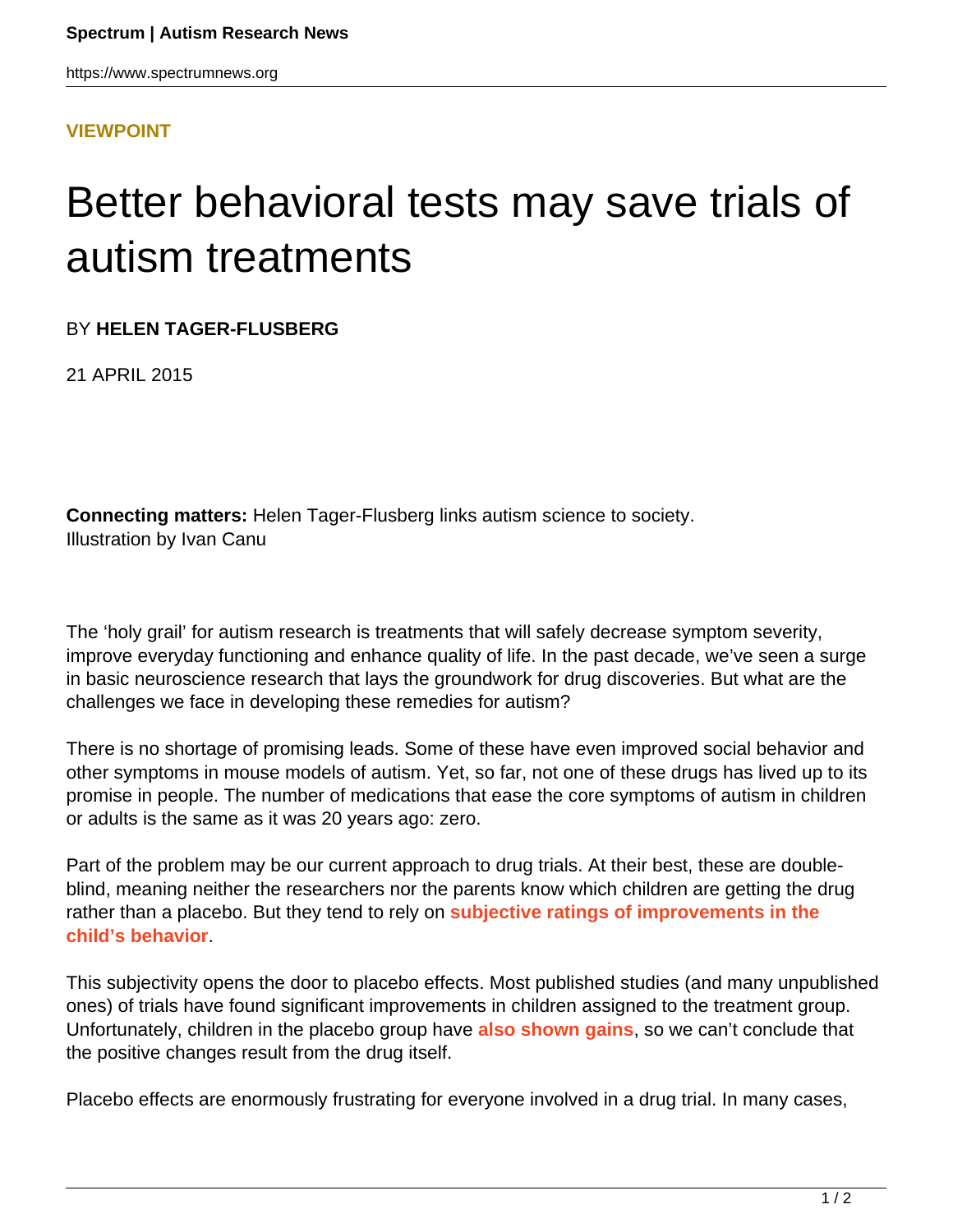**VIEWPOINT**

# Better behavioral tests may save trials of autism treatments

BY **HELEN TAGER-FLUSBERG**

21 APRIL 2015

**Connecting matters:** Helen Tager-Flusberg links autism science to society.
Illustration by Ivan Canu

The 'holy grail' for autism research is treatments that will safely decrease symptom severity, improve everyday functioning and enhance quality of life. In the past decade, we've seen a surge in basic neuroscience research that lays the groundwork for drug discoveries. But what are the challenges we face in developing these remedies for autism?

There is no shortage of promising leads. Some of these have even improved social behavior and other symptoms in mouse models of autism. Yet, so far, not one of these drugs has lived up to its promise in people. The number of medications that ease the core symptoms of autism in children or adults is the same as it was 20 years ago: zero.

Part of the problem may be our current approach to drug trials. At their best, these are double-blind, meaning neither the researchers nor the parents know which children are getting the drug rather than a placebo. But they tend to rely on **subjective ratings of improvements in the child's behavior**.

This subjectivity opens the door to placebo effects. Most published studies (and many unpublished ones) of trials have found significant improvements in children assigned to the treatment group. Unfortunately, children in the placebo group have **also shown gains**, so we can't conclude that the positive changes result from the drug itself.

Placebo effects are enormously frustrating for everyone involved in a drug trial. In many cases,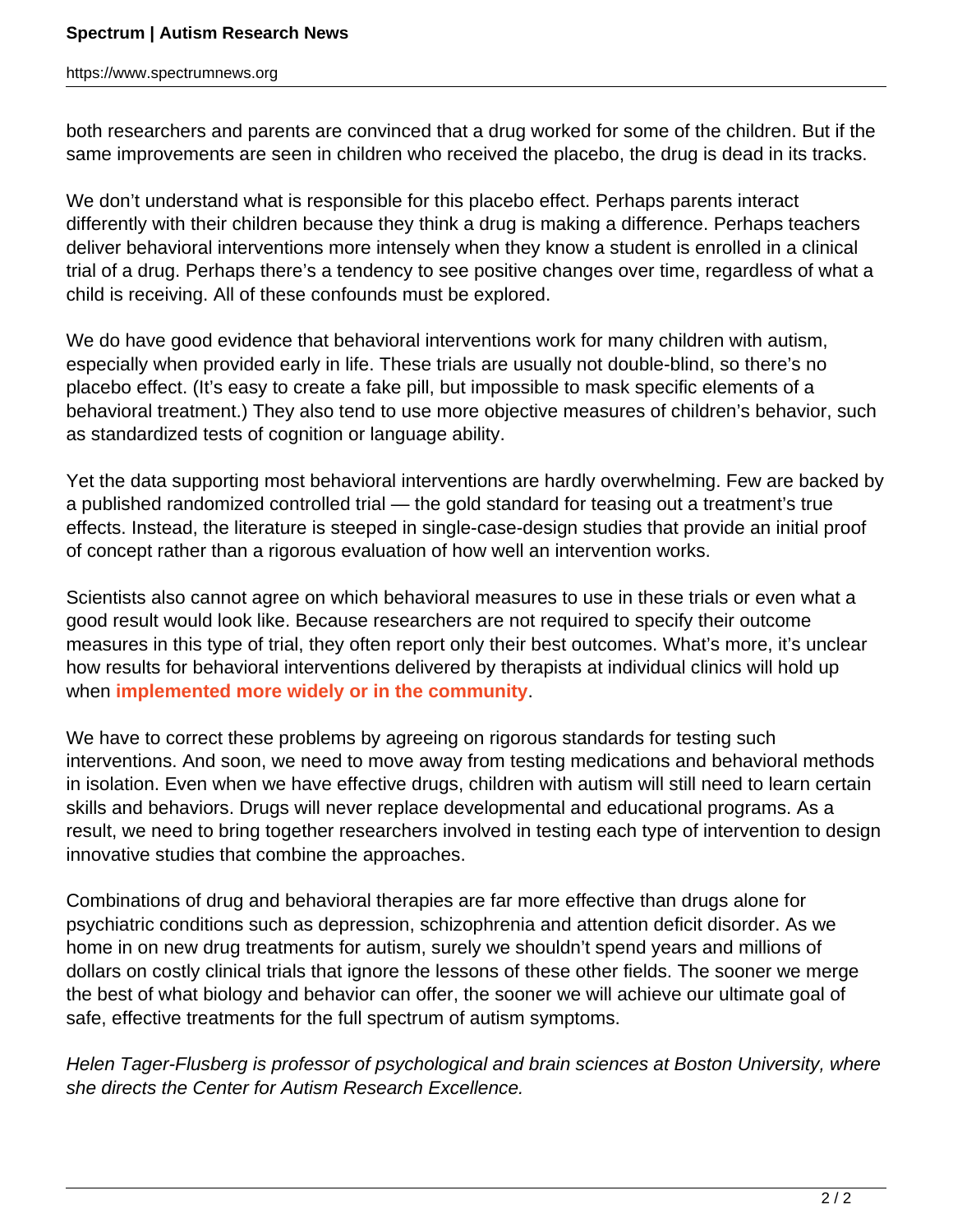both researchers and parents are convinced that a drug worked for some of the children. But if the same improvements are seen in children who received the placebo, the drug is dead in its tracks.

We don't understand what is responsible for this placebo effect. Perhaps parents interact differently with their children because they think a drug is making a difference. Perhaps teachers deliver behavioral interventions more intensely when they know a student is enrolled in a clinical trial of a drug. Perhaps there's a tendency to see positive changes over time, regardless of what a child is receiving. All of these confounds must be explored.

We do have good evidence that behavioral interventions work for many children with autism, especially when provided early in life. These trials are usually not double-blind, so there's no placebo effect. (It's easy to create a fake pill, but impossible to mask specific elements of a behavioral treatment.) They also tend to use more objective measures of children's behavior, such as standardized tests of cognition or language ability.

Yet the data supporting most behavioral interventions are hardly overwhelming. Few are backed by a published randomized controlled trial — the gold standard for teasing out a treatment's true effects. Instead, the literature is steeped in single-case-design studies that provide an initial proof of concept rather than a rigorous evaluation of how well an intervention works.

Scientists also cannot agree on which behavioral measures to use in these trials or even what a good result would look like. Because researchers are not required to specify their outcome measures in this type of trial, they often report only their best outcomes. What's more, it's unclear how results for behavioral interventions delivered by therapists at individual clinics will hold up when **implemented more widely or in the community**.

We have to correct these problems by agreeing on rigorous standards for testing such interventions. And soon, we need to move away from testing medications and behavioral methods in isolation. Even when we have effective drugs, children with autism will still need to learn certain skills and behaviors. Drugs will never replace developmental and educational programs. As a result, we need to bring together researchers involved in testing each type of intervention to design innovative studies that combine the approaches.

Combinations of drug and behavioral therapies are far more effective than drugs alone for psychiatric conditions such as depression, schizophrenia and attention deficit disorder. As we home in on new drug treatments for autism, surely we shouldn't spend years and millions of dollars on costly clinical trials that ignore the lessons of these other fields. The sooner we merge the best of what biology and behavior can offer, the sooner we will achieve our ultimate goal of safe, effective treatments for the full spectrum of autism symptoms.

*Helen Tager-Flusberg is professor of psychological and brain sciences at Boston University, where she directs the Center for Autism Research Excellence.*